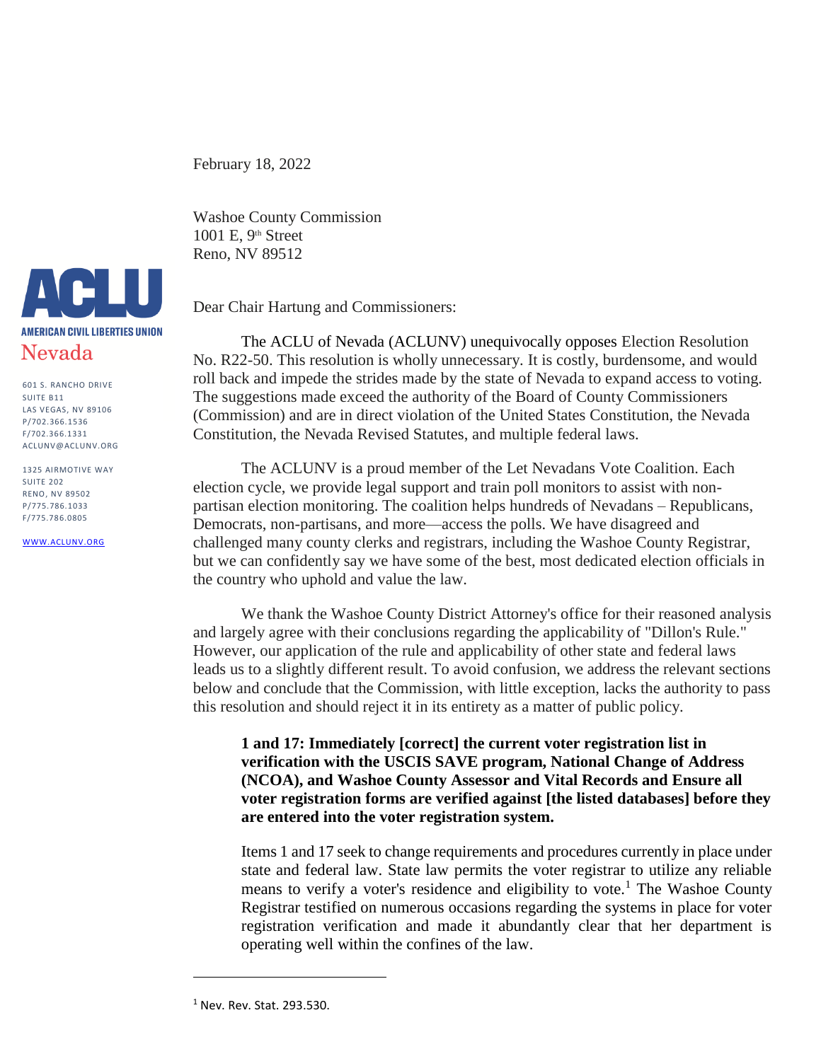AMERICAN CIVIL LIBERTIES UNION
Nevada

601 S. RANCHO DRIVE
SUITE B11
LAS VEGAS, NV 89106
P/702.366.1536
F/702.366.1331
ACLUNV@ACLUNV.ORG

1325 AIRMOTIVE WAY
SUITE 202
RENO, NV 89502
P/775.786.1033
F/775.786.0805

WWW.ACLUNV.ORG

February 18, 2022

Washoe County Commission
1001 E, 9th Street
Reno, NV 89512

Dear Chair Hartung and Commissioners:

The ACLU of Nevada (ACLUNV) unequivocally opposes Election Resolution No. R22-50. This resolution is wholly unnecessary. It is costly, burdensome, and would roll back and impede the strides made by the state of Nevada to expand access to voting. The suggestions made exceed the authority of the Board of County Commissioners (Commission) and are in direct violation of the United States Constitution, the Nevada Constitution, the Nevada Revised Statutes, and multiple federal laws.

The ACLUNV is a proud member of the Let Nevadans Vote Coalition. Each election cycle, we provide legal support and train poll monitors to assist with non-partisan election monitoring. The coalition helps hundreds of Nevadans – Republicans, Democrats, non-partisans, and more—access the polls. We have disagreed and challenged many county clerks and registrars, including the Washoe County Registrar, but we can confidently say we have some of the best, most dedicated election officials in the country who uphold and value the law.

We thank the Washoe County District Attorney's office for their reasoned analysis and largely agree with their conclusions regarding the applicability of "Dillon's Rule." However, our application of the rule and applicability of other state and federal laws leads us to a slightly different result. To avoid confusion, we address the relevant sections below and conclude that the Commission, with little exception, lacks the authority to pass this resolution and should reject it in its entirety as a matter of public policy.

> **1 and 17: Immediately [correct] the current voter registration list in verification with the USCIS SAVE program, National Change of Address (NCOA), and Washoe County Assessor and Vital Records and Ensure all voter registration forms are verified against [the listed databases] before they are entered into the voter registration system.**
>
> Items 1 and 17 seek to change requirements and procedures currently in place under state and federal law. State law permits the voter registrar to utilize any reliable means to verify a voter's residence and eligibility to vote.[1] The Washoe County Registrar testified on numerous occasions regarding the systems in place for voter registration verification and made it abundantly clear that her department is operating well within the confines of the law.

[1] Nev. Rev. Stat. 293.530.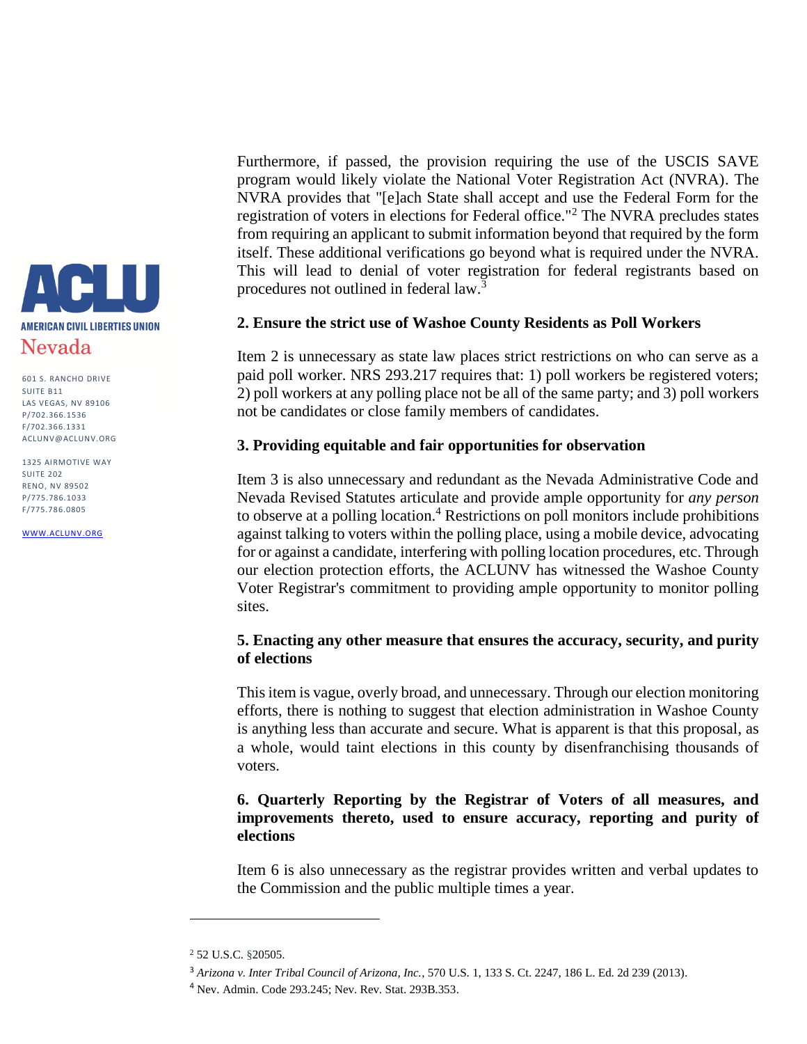Furthermore, if passed, the provision requiring the use of the USCIS SAVE program would likely violate the National Voter Registration Act (NVRA). The NVRA provides that "[e]ach State shall accept and use the Federal Form for the registration of voters in elections for Federal office."[2] The NVRA precludes states from requiring an applicant to submit information beyond that required by the form itself. These additional verifications go beyond what is required under the NVRA. This will lead to denial of voter registration for federal registrants based on procedures not outlined in federal law.[3]

**2. Ensure the strict use of Washoe County Residents as Poll Workers**

Item 2 is unnecessary as state law places strict restrictions on who can serve as a paid poll worker. NRS 293.217 requires that: 1) poll workers be registered voters; 2) poll workers at any polling place not be all of the same party; and 3) poll workers not be candidates or close family members of candidates.

**3. Providing equitable and fair opportunities for observation**

Item 3 is also unnecessary and redundant as the Nevada Administrative Code and Nevada Revised Statutes articulate and provide ample opportunity for *any person* to observe at a polling location.[4] Restrictions on poll monitors include prohibitions against talking to voters within the polling place, using a mobile device, advocating for or against a candidate, interfering with polling location procedures, etc. Through our election protection efforts, the ACLUNV has witnessed the Washoe County Voter Registrar's commitment to providing ample opportunity to monitor polling sites.

**5. Enacting any other measure that ensures the accuracy, security, and purity of elections**

This item is vague, overly broad, and unnecessary. Through our election monitoring efforts, there is nothing to suggest that election administration in Washoe County is anything less than accurate and secure. What is apparent is that this proposal, as a whole, would taint elections in this county by disenfranchising thousands of voters.

**6. Quarterly Reporting by the Registrar of Voters of all measures, and improvements thereto, used to ensure accuracy, reporting and purity of elections**

Item 6 is also unnecessary as the registrar provides written and verbal updates to the Commission and the public multiple times a year.

---

[2] 52 U.S.C. §20505.

[3] *Arizona v. Inter Tribal Council of Arizona, Inc.*, 570 U.S. 1, 133 S. Ct. 2247, 186 L. Ed. 2d 239 (2013).

[4] Nev. Admin. Code 293.245; Nev. Rev. Stat. 293B.353.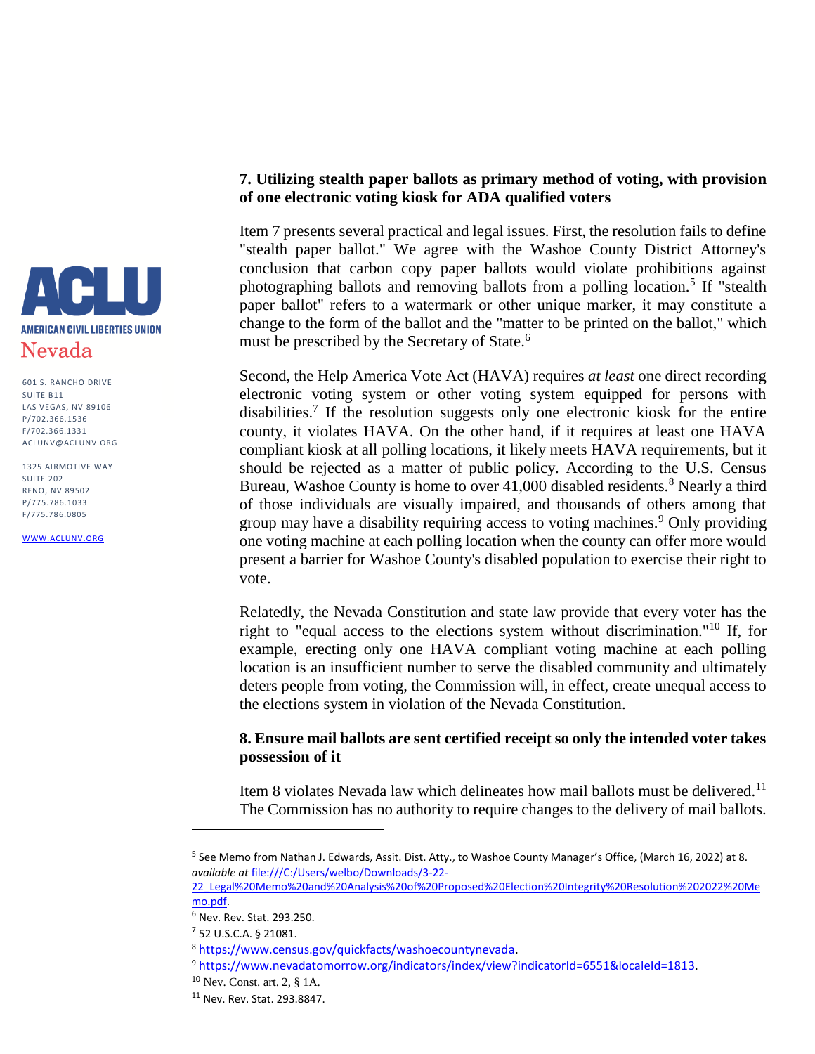### 7. Utilizing stealth paper ballots as primary method of voting, with provision of one electronic voting kiosk for ADA qualified voters

Item 7 presents several practical and legal issues. First, the resolution fails to define "stealth paper ballot." We agree with the Washoe County District Attorney's conclusion that carbon copy paper ballots would violate prohibitions against photographing ballots and removing ballots from a polling location.[5] If "stealth paper ballot" refers to a watermark or other unique marker, it may constitute a change to the form of the ballot and the "matter to be printed on the ballot," which must be prescribed by the Secretary of State.[6]

Second, the Help America Vote Act (HAVA) requires *at least* one direct recording electronic voting system or other voting system equipped for persons with disabilities.[7] If the resolution suggests only one electronic kiosk for the entire county, it violates HAVA. On the other hand, if it requires at least one HAVA compliant kiosk at all polling locations, it likely meets HAVA requirements, but it should be rejected as a matter of public policy. According to the U.S. Census Bureau, Washoe County is home to over 41,000 disabled residents.[8] Nearly a third of those individuals are visually impaired, and thousands of others among that group may have a disability requiring access to voting machines.[9] Only providing one voting machine at each polling location when the county can offer more would present a barrier for Washoe County's disabled population to exercise their right to vote.

Relatedly, the Nevada Constitution and state law provide that every voter has the right to "equal access to the elections system without discrimination."[10] If, for example, erecting only one HAVA compliant voting machine at each polling location is an insufficient number to serve the disabled community and ultimately deters people from voting, the Commission will, in effect, create unequal access to the elections system in violation of the Nevada Constitution.

### 8. Ensure mail ballots are sent certified receipt so only the intended voter takes possession of it

Item 8 violates Nevada law which delineates how mail ballots must be delivered.[11] The Commission has no authority to require changes to the delivery of mail ballots.

---

[5] See Memo from Nathan J. Edwards, Assit. Dist. Atty., to Washoe County Manager's Office, (March 16, 2022) at 8. *available at* file:///C:/Users/welbo/Downloads/3-22-22_Legal%20Memo%20and%20Analysis%20of%20Proposed%20Election%20Integrity%20Resolution%202022%20Memo.pdf.

[6] Nev. Rev. Stat. 293.250.

[7] 52 U.S.C.A. § 21081.

[8] https://www.census.gov/quickfacts/washoecountynevada.

[9] https://www.nevadatomorrow.org/indicators/index/view?indicatorId=6551&localeId=1813.

[10] Nev. Const. art. 2, § 1A.

[11] Nev. Rev. Stat. 293.8847.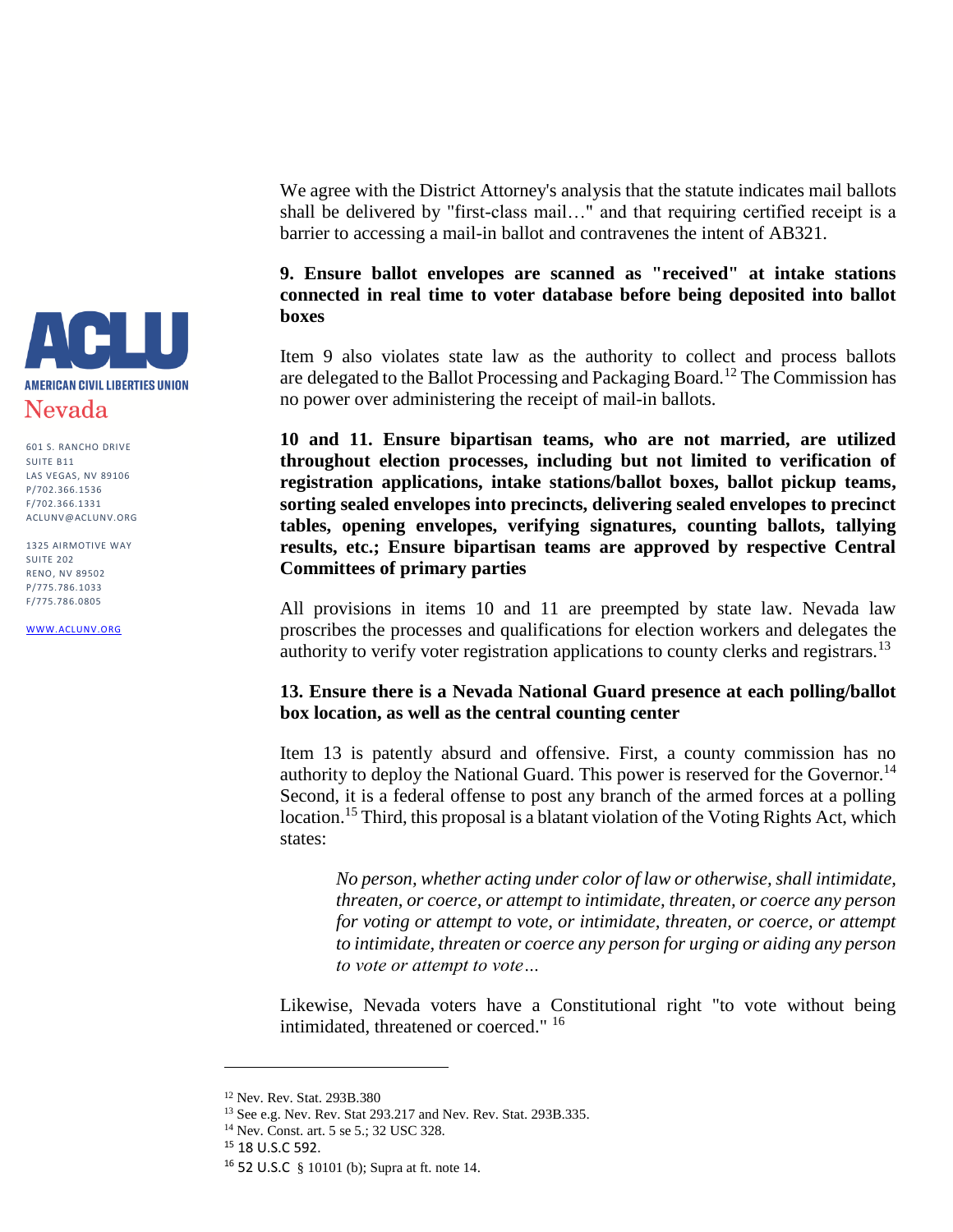We agree with the District Attorney's analysis that the statute indicates mail ballots shall be delivered by "first-class mail…" and that requiring certified receipt is a barrier to accessing a mail-in ballot and contravenes the intent of AB321.

**9. Ensure ballot envelopes are scanned as "received" at intake stations connected in real time to voter database before being deposited into ballot boxes**

Item 9 also violates state law as the authority to collect and process ballots are delegated to the Ballot Processing and Packaging Board.[12] The Commission has no power over administering the receipt of mail-in ballots.

**10 and 11. Ensure bipartisan teams, who are not married, are utilized throughout election processes, including but not limited to verification of registration applications, intake stations/ballot boxes, ballot pickup teams, sorting sealed envelopes into precincts, delivering sealed envelopes to precinct tables, opening envelopes, verifying signatures, counting ballots, tallying results, etc.; Ensure bipartisan teams are approved by respective Central Committees of primary parties**

All provisions in items 10 and 11 are preempted by state law. Nevada law proscribes the processes and qualifications for election workers and delegates the authority to verify voter registration applications to county clerks and registrars.[13]

**13. Ensure there is a Nevada National Guard presence at each polling/ballot box location, as well as the central counting center**

Item 13 is patently absurd and offensive. First, a county commission has no authority to deploy the National Guard. This power is reserved for the Governor.[14] Second, it is a federal offense to post any branch of the armed forces at a polling location.[15] Third, this proposal is a blatant violation of the Voting Rights Act, which states:

> *No person, whether acting under color of law or otherwise, shall intimidate, threaten, or coerce, or attempt to intimidate, threaten, or coerce any person for voting or attempt to vote, or intimidate, threaten, or coerce, or attempt to intimidate, threaten or coerce any person for urging or aiding any person to vote or attempt to vote…*

Likewise, Nevada voters have a Constitutional right "to vote without being intimidated, threatened or coerced." [16]

---

[12] Nev. Rev. Stat. 293B.380

[13] See e.g. Nev. Rev. Stat 293.217 and Nev. Rev. Stat. 293B.335.

[14] Nev. Const. art. 5 se 5.; 32 USC 328.

[15] 18 U.S.C 592.

[16] 52 U.S.C § 10101 (b); Supra at ft. note 14.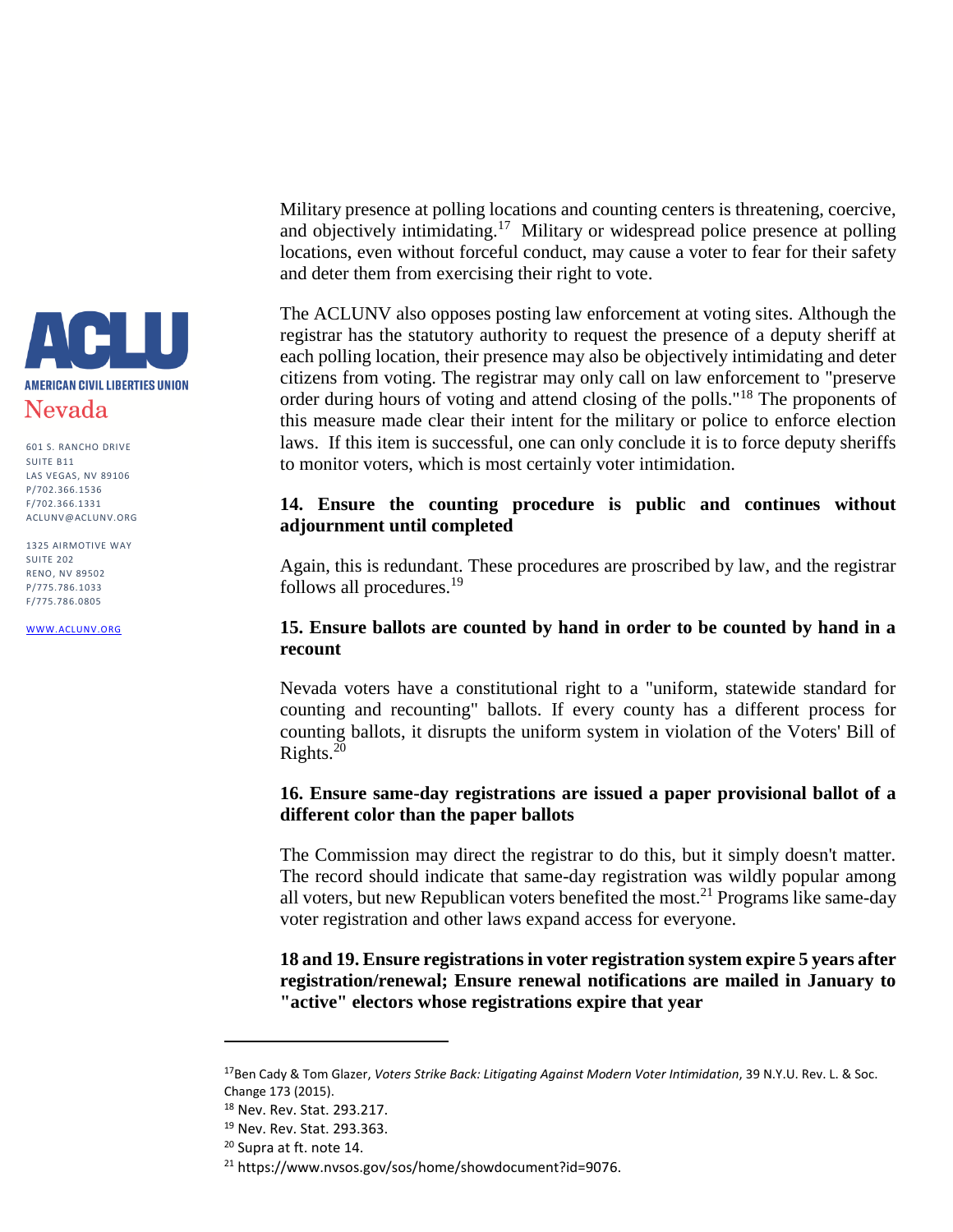Military presence at polling locations and counting centers is threatening, coercive, and objectively intimidating.[17] Military or widespread police presence at polling locations, even without forceful conduct, may cause a voter to fear for their safety and deter them from exercising their right to vote.

The ACLUNV also opposes posting law enforcement at voting sites. Although the registrar has the statutory authority to request the presence of a deputy sheriff at each polling location, their presence may also be objectively intimidating and deter citizens from voting. The registrar may only call on law enforcement to "preserve order during hours of voting and attend closing of the polls."[18] The proponents of this measure made clear their intent for the military or police to enforce election laws. If this item is successful, one can only conclude it is to force deputy sheriffs to monitor voters, which is most certainly voter intimidation.

**14. Ensure the counting procedure is public and continues without adjournment until completed**

Again, this is redundant. These procedures are proscribed by law, and the registrar follows all procedures.[19]

**15. Ensure ballots are counted by hand in order to be counted by hand in a recount**

Nevada voters have a constitutional right to a "uniform, statewide standard for counting and recounting" ballots. If every county has a different process for counting ballots, it disrupts the uniform system in violation of the Voters' Bill of Rights.[20]

**16. Ensure same-day registrations are issued a paper provisional ballot of a different color than the paper ballots**

The Commission may direct the registrar to do this, but it simply doesn't matter. The record should indicate that same-day registration was wildly popular among all voters, but new Republican voters benefited the most.[21] Programs like same-day voter registration and other laws expand access for everyone.

**18 and 19. Ensure registrations in voter registration system expire 5 years after registration/renewal; Ensure renewal notifications are mailed in January to "active" electors whose registrations expire that year**

---

[17] Ben Cady & Tom Glazer, *Voters Strike Back: Litigating Against Modern Voter Intimidation*, 39 N.Y.U. Rev. L. & Soc. Change 173 (2015).

[18] Nev. Rev. Stat. 293.217.

[19] Nev. Rev. Stat. 293.363.

[20] Supra at ft. note 14.

[21] https://www.nvsos.gov/sos/home/showdocument?id=9076.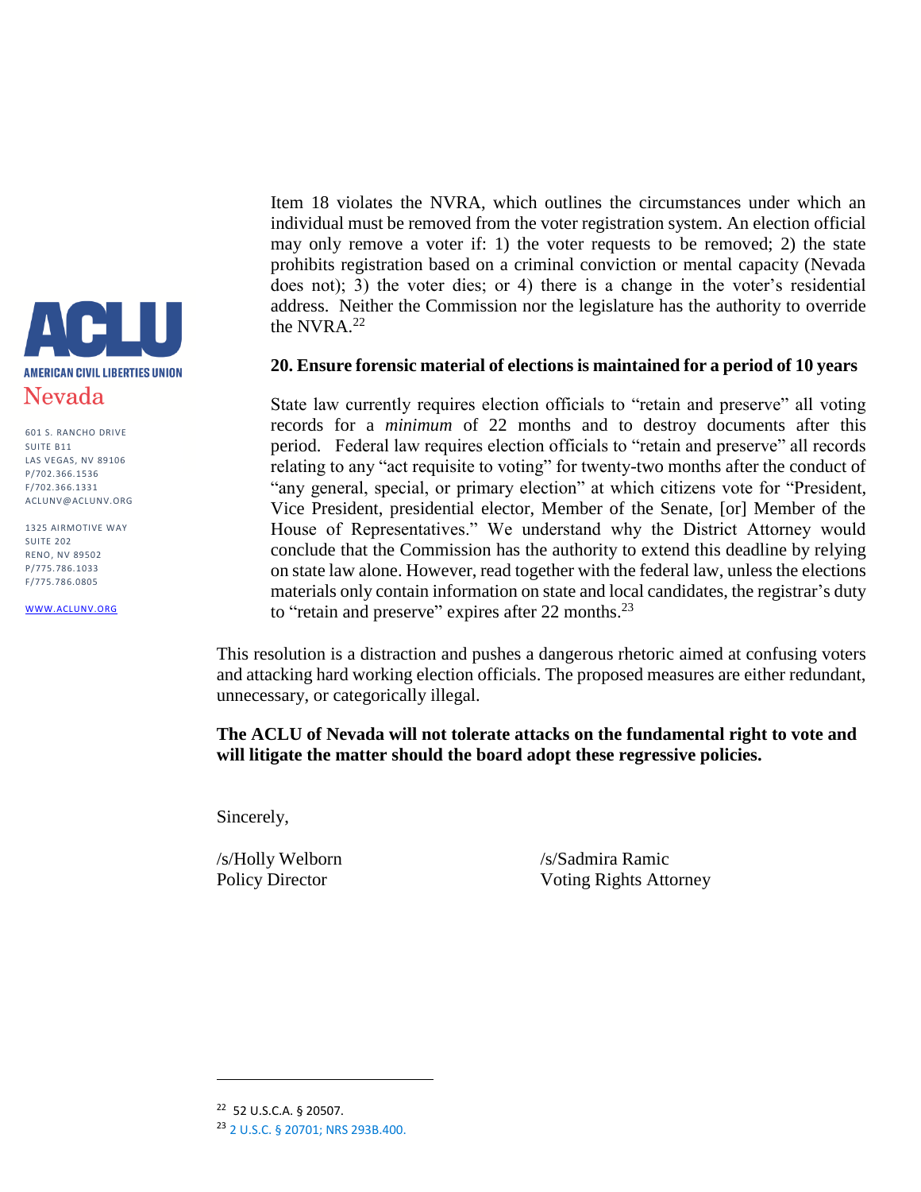Item 18 violates the NVRA, which outlines the circumstances under which an individual must be removed from the voter registration system. An election official may only remove a voter if: 1) the voter requests to be removed; 2) the state prohibits registration based on a criminal conviction or mental capacity (Nevada does not); 3) the voter dies; or 4) there is a change in the voter's residential address. Neither the Commission nor the legislature has the authority to override the NVRA.[22]

**20. Ensure forensic material of elections is maintained for a period of 10 years**

State law currently requires election officials to "retain and preserve" all voting records for a *minimum* of 22 months and to destroy documents after this period. Federal law requires election officials to "retain and preserve" all records relating to any "act requisite to voting" for twenty-two months after the conduct of "any general, special, or primary election" at which citizens vote for "President, Vice President, presidential elector, Member of the Senate, [or] Member of the House of Representatives." We understand why the District Attorney would conclude that the Commission has the authority to extend this deadline by relying on state law alone. However, read together with the federal law, unless the elections materials only contain information on state and local candidates, the registrar's duty to "retain and preserve" expires after 22 months.[23]

This resolution is a distraction and pushes a dangerous rhetoric aimed at confusing voters and attacking hard working election officials. The proposed measures are either redundant, unnecessary, or categorically illegal.

**The ACLU of Nevada will not tolerate attacks on the fundamental right to vote and will litigate the matter should the board adopt these regressive policies.**

Sincerely,

/s/Holly Welborn
Policy Director

/s/Sadmira Ramic
Voting Rights Attorney

AMERICAN CIVIL LIBERTIES UNION
Nevada

601 S. RANCHO DRIVE
SUITE B11
LAS VEGAS, NV 89106
P/702.366.1536
F/702.366.1331
ACLUNV@ACLUNV.ORG

1325 AIRMOTIVE WAY
SUITE 202
RENO, NV 89502
P/775.786.1033
F/775.786.0805

WWW.ACLUNV.ORG

---

[22] 52 U.S.C.A. § 20507.

[23] 2 U.S.C. § 20701; NRS 293B.400.